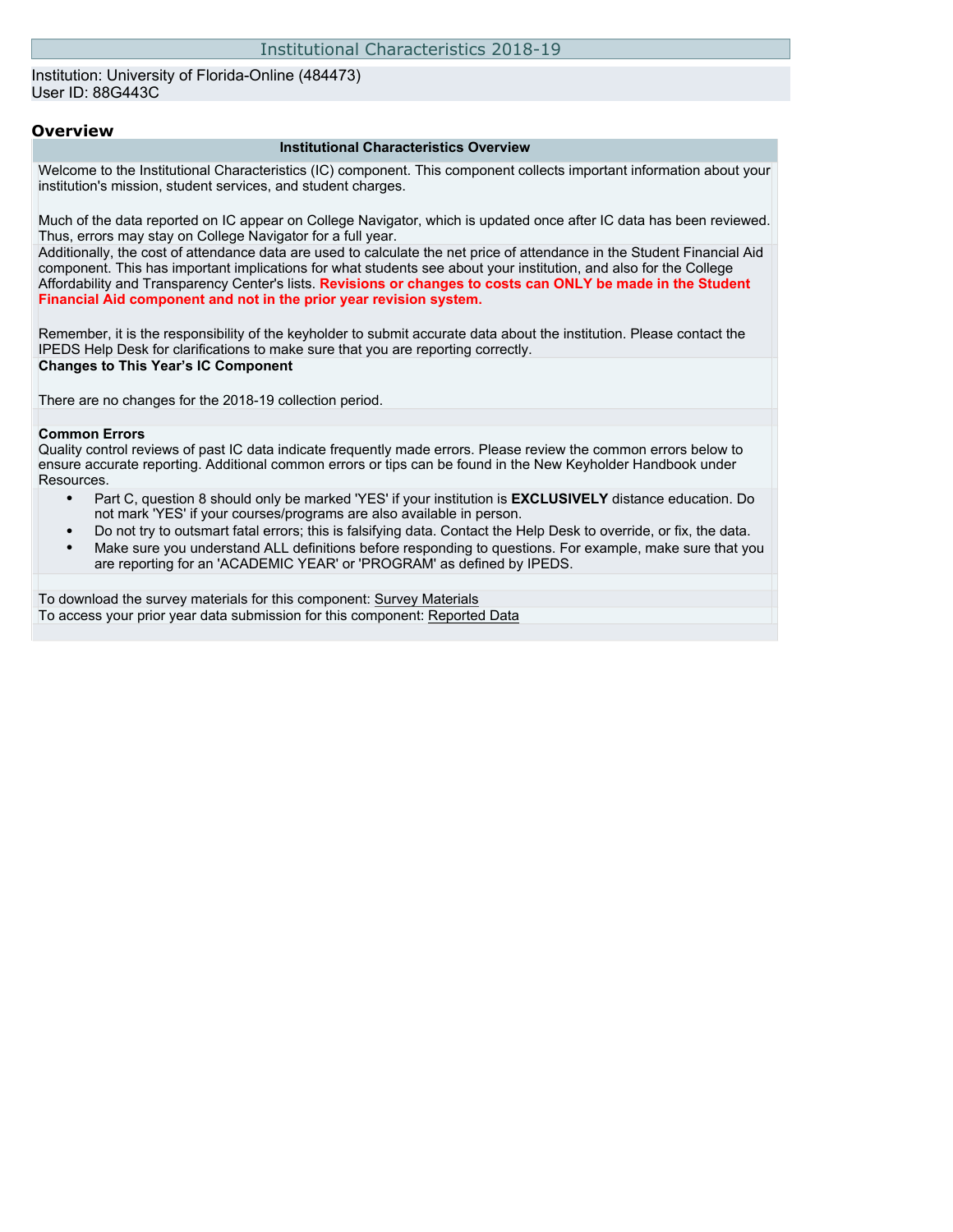# Institutional Characteristics 2018-19

Institution: University of Florida-Online (484473)
User ID: 88G443C

## Overview

### Institutional Characteristics Overview

Welcome to the Institutional Characteristics (IC) component. This component collects important information about your institution's mission, student services, and student charges.

Much of the data reported on IC appear on College Navigator, which is updated once after IC data has been reviewed. Thus, errors may stay on College Navigator for a full year.

Additionally, the cost of attendance data are used to calculate the net price of attendance in the Student Financial Aid component. This has important implications for what students see about your institution, and also for the College Affordability and Transparency Center's lists. **Revisions or changes to costs can ONLY be made in the Student Financial Aid component and not in the prior year revision system.**

Remember, it is the responsibility of the keyholder to submit accurate data about the institution. Please contact the IPEDS Help Desk for clarifications to make sure that you are reporting correctly.

**Changes to This Year's IC Component**

There are no changes for the 2018-19 collection period.

**Common Errors**

Quality control reviews of past IC data indicate frequently made errors. Please review the common errors below to ensure accurate reporting. Additional common errors or tips can be found in the New Keyholder Handbook under Resources.

- Part C, question 8 should only be marked 'YES' if your institution is **EXCLUSIVELY** distance education. Do not mark 'YES' if your courses/programs are also available in person.
- Do not try to outsmart fatal errors; this is falsifying data. Contact the Help Desk to override, or fix, the data.
- Make sure you understand ALL definitions before responding to questions. For example, make sure that you are reporting for an 'ACADEMIC YEAR' or 'PROGRAM' as defined by IPEDS.

To download the survey materials for this component: Survey Materials

To access your prior year data submission for this component: Reported Data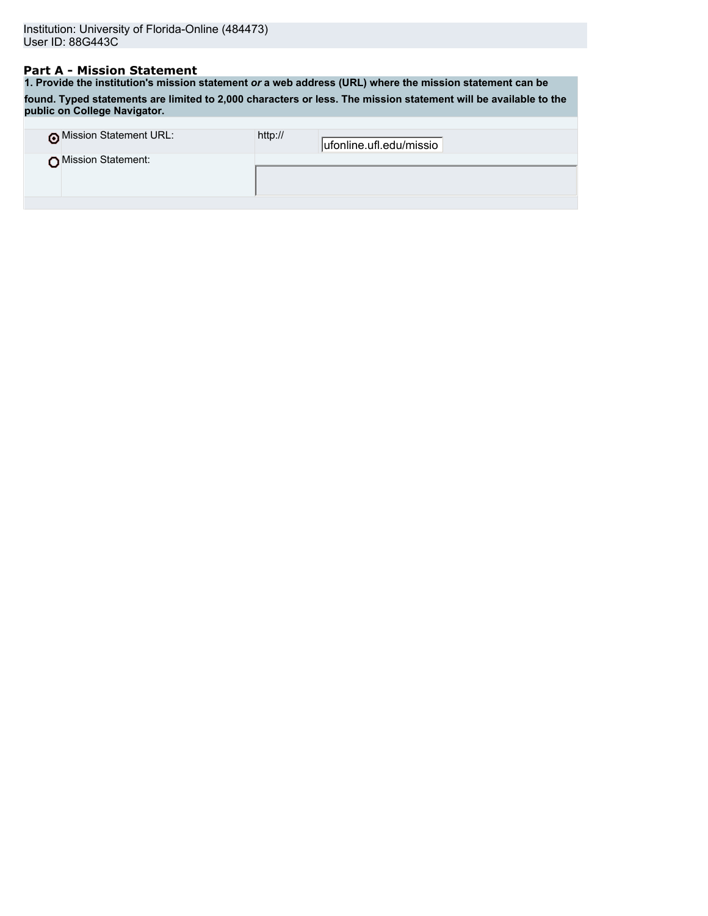Institution: University of Florida-Online (484473)
User ID: 88G443C

## Part A - Mission Statement

**1. Provide the institution's mission statement *or* a web address (URL) where the mission statement can be found. Typed statements are limited to 2,000 characters or less. The mission statement will be available to the public on College Navigator.**

| | | | |
|---|---|---|---|
| ◉ | Mission Statement URL: | http:// | ufonline.ufl.edu/missio |
| ○ | Mission Statement: | | |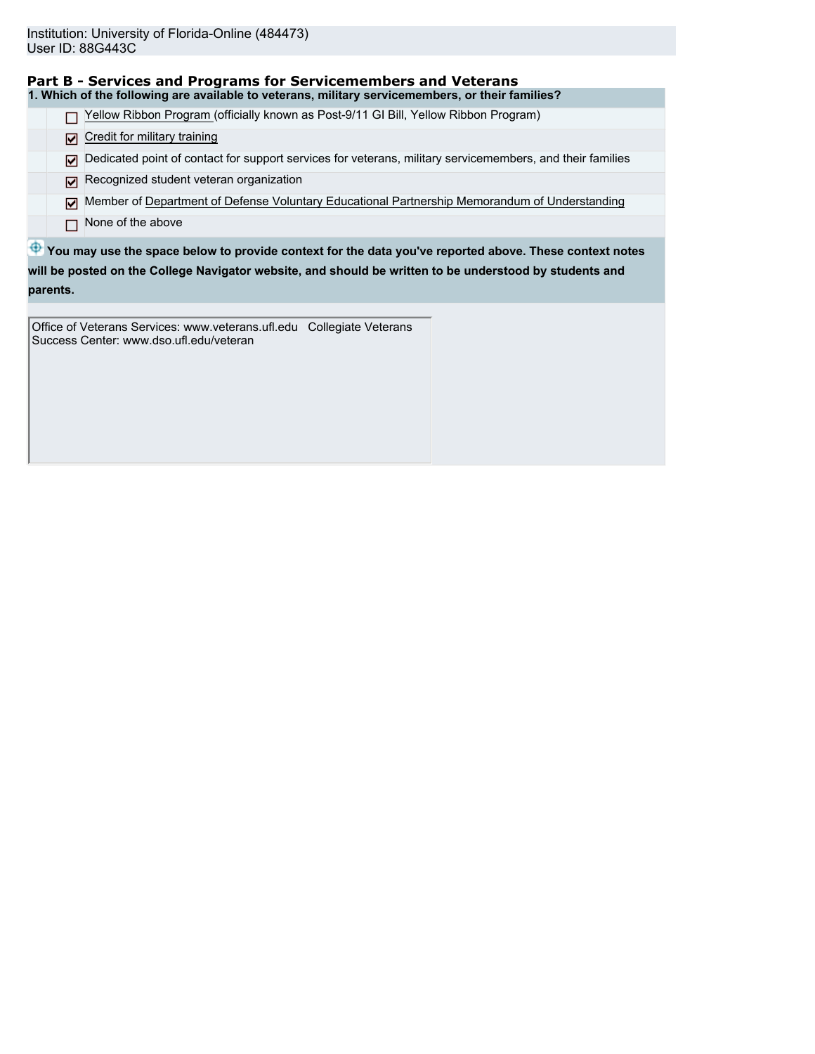Institution: University of Florida-Online (484473)
User ID: 88G443C

## Part B - Services and Programs for Servicemembers and Veterans

**1. Which of the following are available to veterans, military servicemembers, or their families?**

- [ ] Yellow Ribbon Program (officially known as Post-9/11 GI Bill, Yellow Ribbon Program)
- [x] Credit for military training
- [x] Dedicated point of contact for support services for veterans, military servicemembers, and their families
- [x] Recognized student veteran organization
- [x] Member of Department of Defense Voluntary Educational Partnership Memorandum of Understanding
- [ ] None of the above

**You may use the space below to provide context for the data you've reported above. These context notes will be posted on the College Navigator website, and should be written to be understood by students and parents.**

Office of Veterans Services: www.veterans.ufl.edu   Collegiate Veterans Success Center: www.dso.ufl.edu/veteran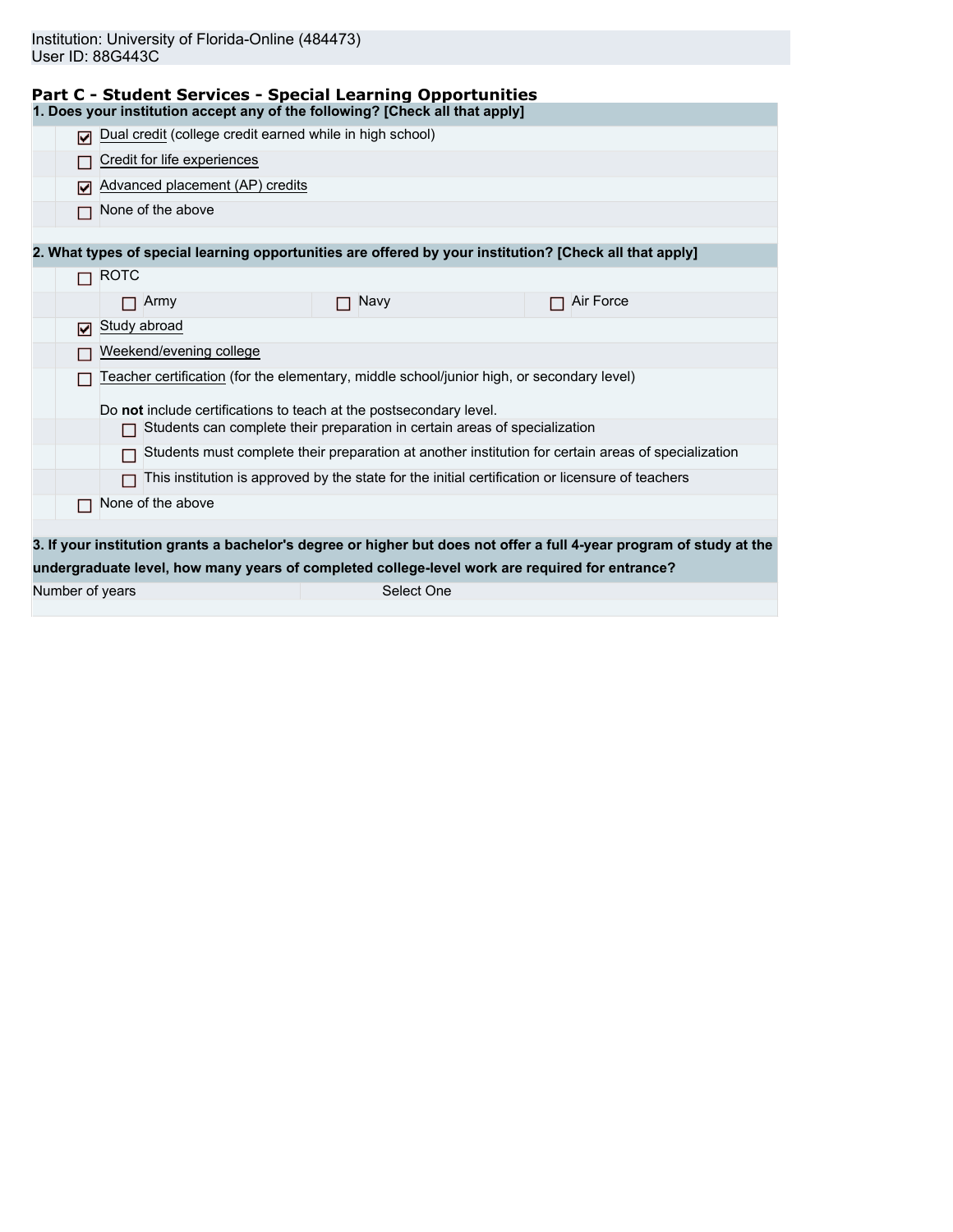Institution: University of Florida-Online (484473)
User ID: 88G443C

## Part C - Student Services - Special Learning Opportunities

**1. Does your institution accept any of the following? [Check all that apply]**

- [x] Dual credit (college credit earned while in high school)
- [ ] Credit for life experiences
- [x] Advanced placement (AP) credits
- [ ] None of the above

**2. What types of special learning opportunities are offered by your institution? [Check all that apply]**

- [ ] ROTC
  - [ ] Army
  - [ ] Navy
  - [ ] Air Force
- [x] Study abroad
- [ ] Weekend/evening college
- [ ] Teacher certification (for the elementary, middle school/junior high, or secondary level)

  Do **not** include certifications to teach at the postsecondary level.
  - [ ] Students can complete their preparation in certain areas of specialization
  - [ ] Students must complete their preparation at another institution for certain areas of specialization
  - [ ] This institution is approved by the state for the initial certification or licensure of teachers
- [ ] None of the above

**3. If your institution grants a bachelor's degree or higher but does not offer a full 4-year program of study at the undergraduate level, how many years of completed college-level work are required for entrance?**

| Number of years | Select One |
| --- | --- |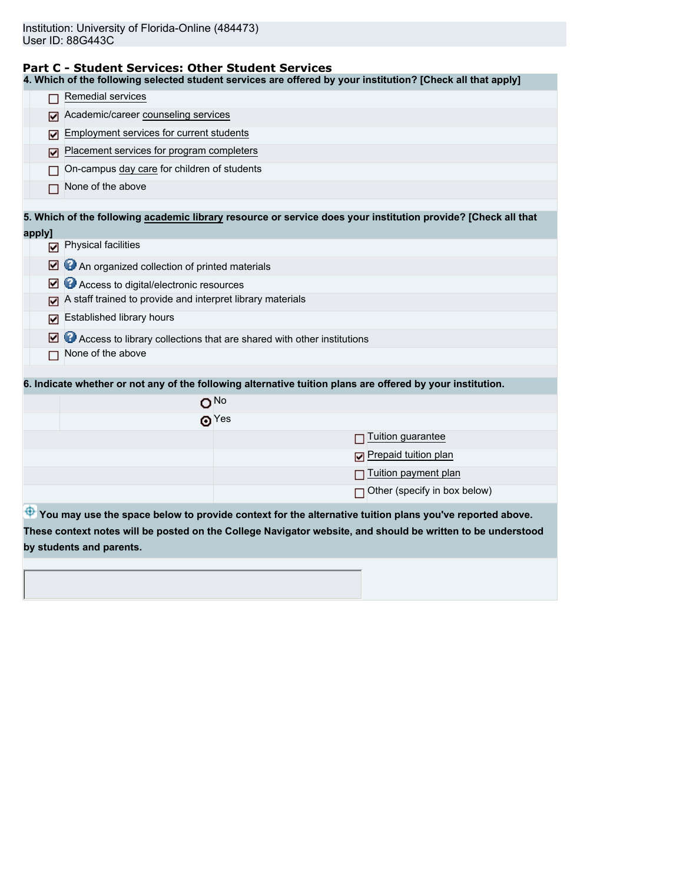Institution: University of Florida-Online (484473)
User ID: 88G443C

## Part C - Student Services: Other Student Services

**4. Which of the following selected student services are offered by your institution? [Check all that apply]**

- [ ] Remedial services
- [x] Academic/career counseling services
- [x] Employment services for current students
- [x] Placement services for program completers
- [ ] On-campus day care for children of students
- [ ] None of the above

**5. Which of the following academic library resource or service does your institution provide? [Check all that apply]**

- [x] Physical facilities
- [x] An organized collection of printed materials
- [x] Access to digital/electronic resources
- [x] A staff trained to provide and interpret library materials
- [x] Established library hours
- [x] Access to library collections that are shared with other institutions
- [ ] None of the above

**6. Indicate whether or not any of the following alternative tuition plans are offered by your institution.**

- ( ) No
- (•) Yes
  - [ ] Tuition guarantee
  - [x] Prepaid tuition plan
  - [ ] Tuition payment plan
  - [ ] Other (specify in box below)

**You may use the space below to provide context for the alternative tuition plans you've reported above. These context notes will be posted on the College Navigator website, and should be written to be understood by students and parents.**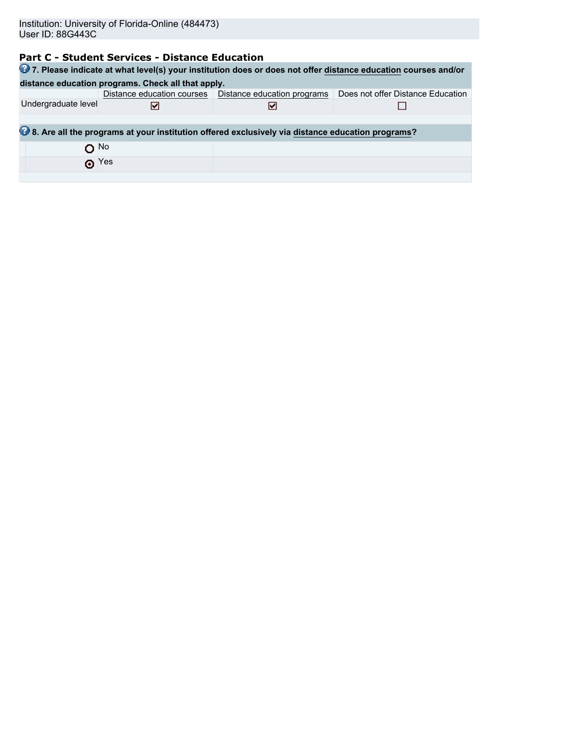Institution: University of Florida-Online (484473)
User ID: 88G443C

## Part C - Student Services - Distance Education

**7. Please indicate at what level(s) your institution does or does not offer distance education courses and/or distance education programs. Check all that apply.**

| | Distance education courses | Distance education programs | Does not offer Distance Education |
|---|---|---|---|
| Undergraduate level | ☑ | ☑ | ☐ |

**8. Are all the programs at your institution offered exclusively via distance education programs?**

- ○ No
- ◉ Yes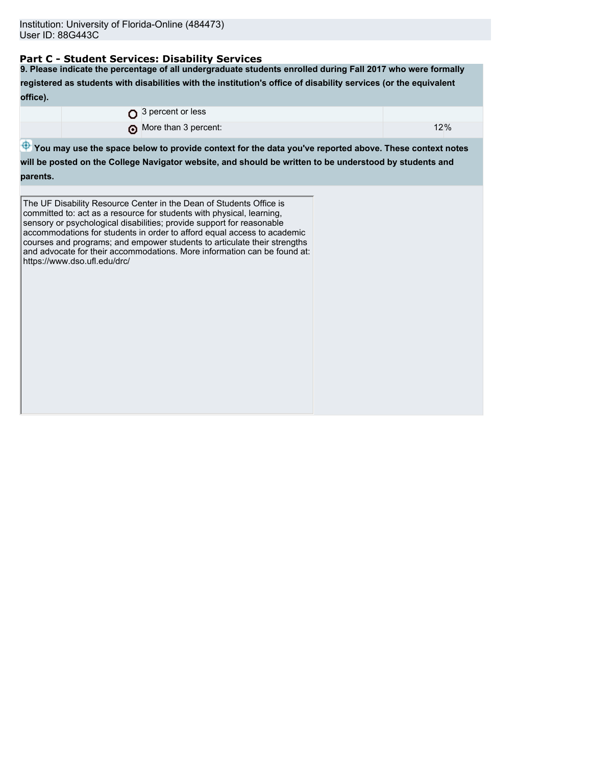Institution: University of Florida-Online (484473)
User ID: 88G443C

## Part C - Student Services: Disability Services

**9. Please indicate the percentage of all undergraduate students enrolled during Fall 2017 who were formally registered as students with disabilities with the institution's office of disability services (or the equivalent office).**

| | | |
|---|---|---|
| ○ | 3 percent or less | |
| ◉ | More than 3 percent: | 12% |

**You may use the space below to provide context for the data you've reported above. These context notes will be posted on the College Navigator website, and should be written to be understood by students and parents.**

The UF Disability Resource Center in the Dean of Students Office is committed to: act as a resource for students with physical, learning, sensory or psychological disabilities; provide support for reasonable accommodations for students in order to afford equal access to academic courses and programs; and empower students to articulate their strengths and advocate for their accommodations. More information can be found at: https://www.dso.ufl.edu/drc/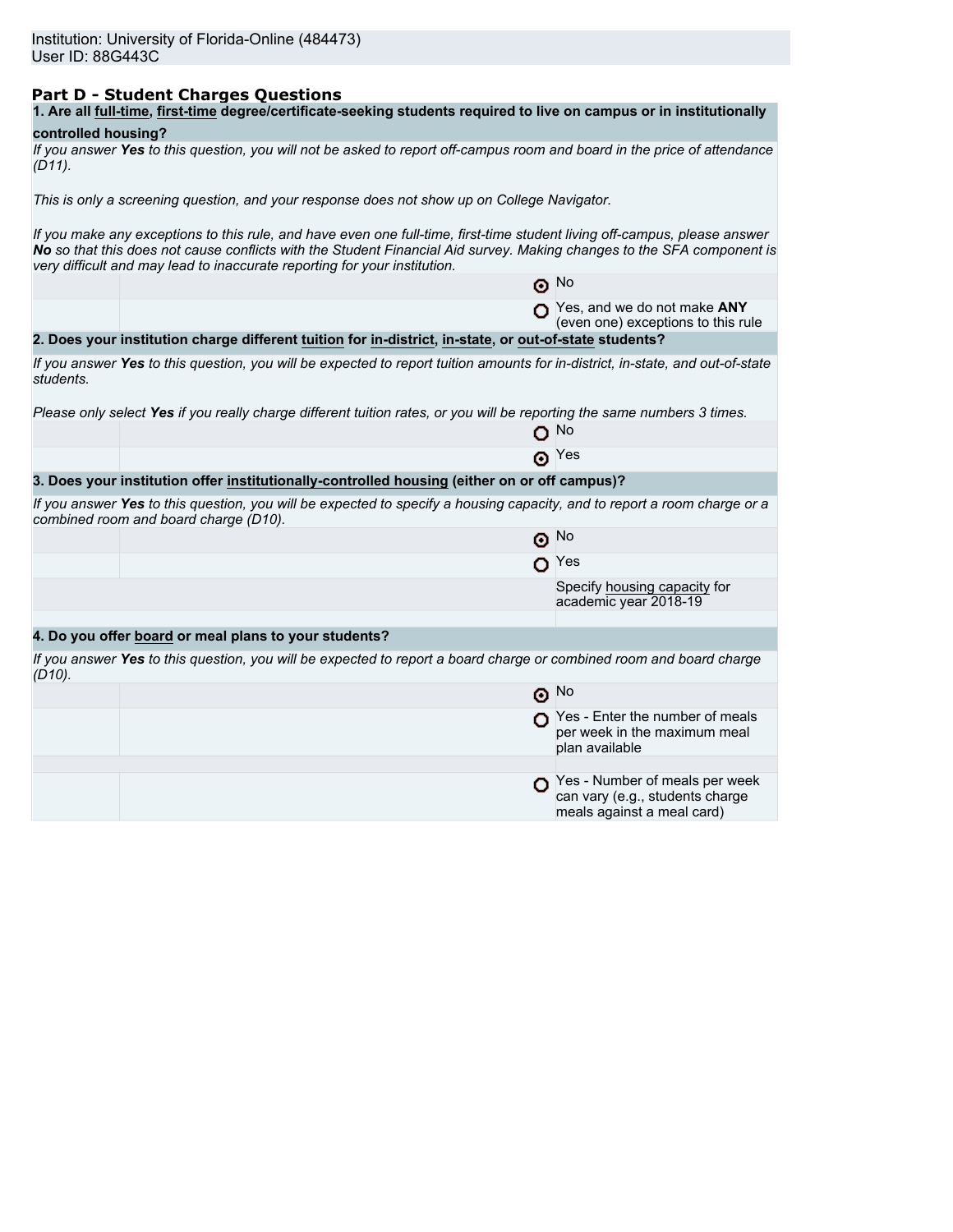Institution: University of Florida-Online (484473)
User ID: 88G443C

## Part D - Student Charges Questions

**1. Are all full-time, first-time degree/certificate-seeking students required to live on campus or in institutionally controlled housing?**

*If you answer **Yes** to this question, you will not be asked to report off-campus room and board in the price of attendance (D11).*

*This is only a screening question, and your response does not show up on College Navigator.*

*If you make any exceptions to this rule, and have even one full-time, first-time student living off-campus, please answer **No** so that this does not cause conflicts with the Student Financial Aid survey. Making changes to the SFA component is very difficult and may lead to inaccurate reporting for your institution.*

- (●) No
- ( ) Yes, and we do not make **ANY** (even one) exceptions to this rule

**2. Does your institution charge different tuition for in-district, in-state, or out-of-state students?**

*If you answer **Yes** to this question, you will be expected to report tuition amounts for in-district, in-state, and out-of-state students.*

*Please only select **Yes** if you really charge different tuition rates, or you will be reporting the same numbers 3 times.*

- ( ) No
- (●) Yes

**3. Does your institution offer institutionally-controlled housing (either on or off campus)?**

*If you answer **Yes** to this question, you will be expected to specify a housing capacity, and to report a room charge or a combined room and board charge (D10).*

- (●) No
- ( ) Yes

Specify housing capacity for academic year 2018-19

**4. Do you offer board or meal plans to your students?**

*If you answer **Yes** to this question, you will be expected to report a board charge or combined room and board charge (D10).*

- (●) No
- ( ) Yes - Enter the number of meals per week in the maximum meal plan available
- ( ) Yes - Number of meals per week can vary (e.g., students charge meals against a meal card)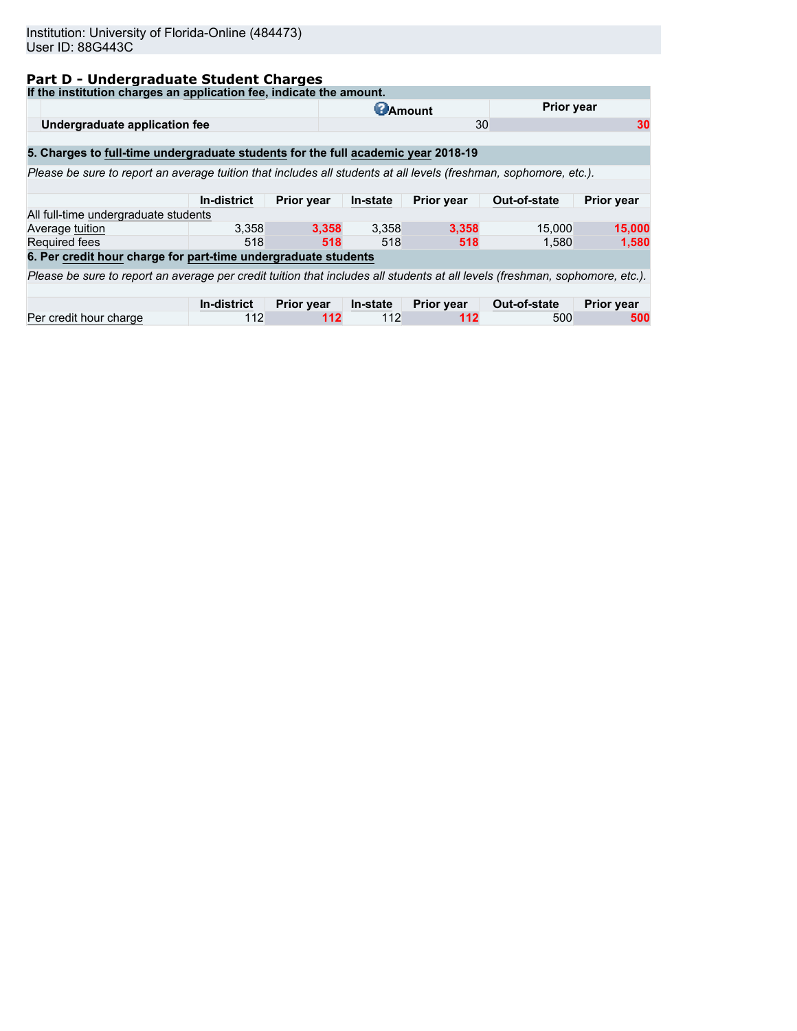Institution: University of Florida-Online (484473)
User ID: 88G443C

## Part D - Undergraduate Student Charges

**If the institution charges an application fee, indicate the amount.**

| | Amount | Prior year |
|---|---|---|
| **Undergraduate application fee** | 30 | 30 |

**5. Charges to full-time undergraduate students for the full academic year 2018-19**

*Please be sure to report an average tuition that includes all students at all levels (freshman, sophomore, etc.).*

| | In-district | Prior year | In-state | Prior year | Out-of-state | Prior year |
|---|---|---|---|---|---|---|
| All full-time undergraduate students | | | | | | |
| Average tuition | 3,358 | 3,358 | 3,358 | 3,358 | 15,000 | 15,000 |
| Required fees | 518 | 518 | 518 | 518 | 1,580 | 1,580 |

**6. Per credit hour charge for part-time undergraduate students**

*Please be sure to report an average per credit tuition that includes all students at all levels (freshman, sophomore, etc.).*

| | In-district | Prior year | In-state | Prior year | Out-of-state | Prior year |
|---|---|---|---|---|---|---|
| Per credit hour charge | 112 | 112 | 112 | 112 | 500 | 500 |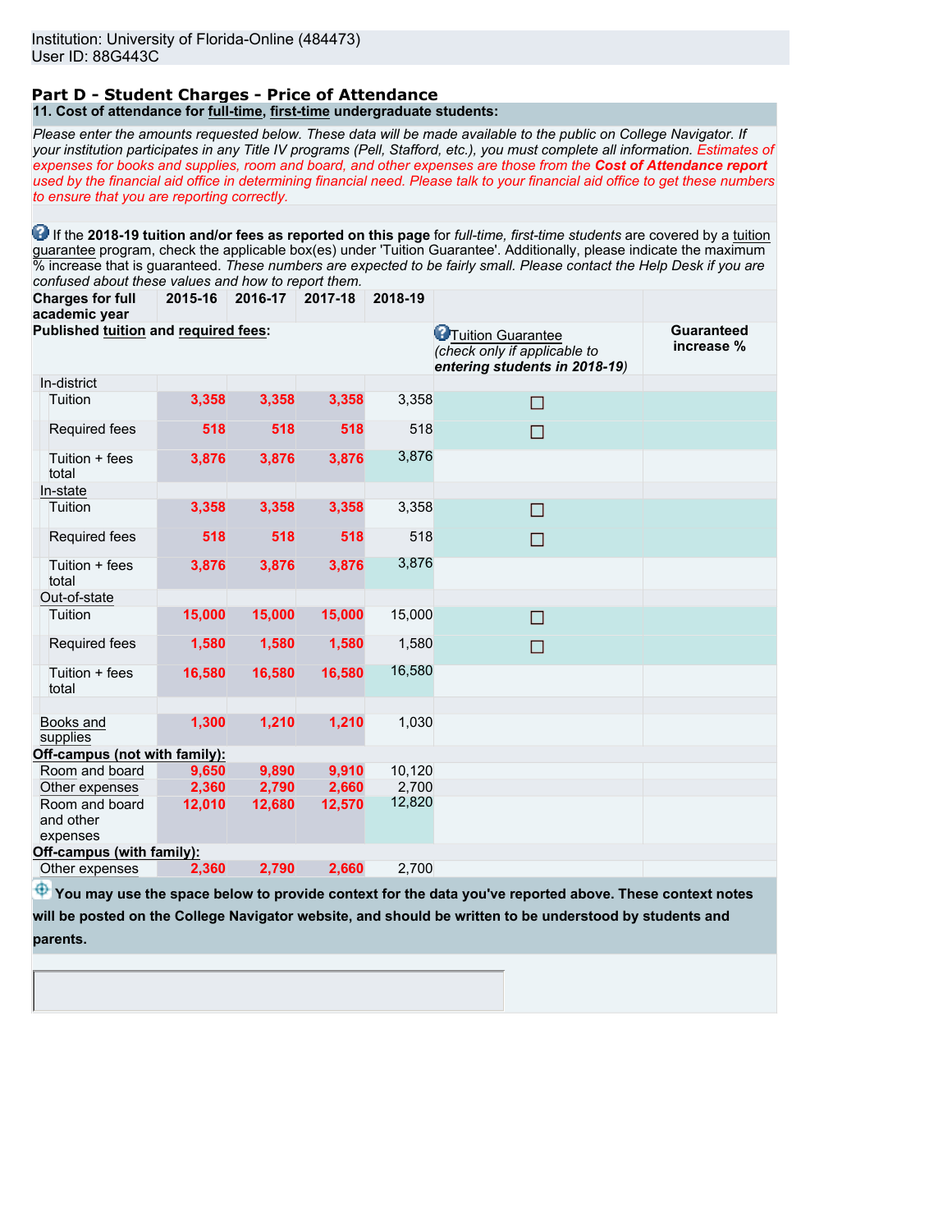Institution: University of Florida-Online (484473)
User ID: 88G443C

## Part D - Student Charges - Price of Attendance

**11. Cost of attendance for full-time, first-time undergraduate students:**

*Please enter the amounts requested below. These data will be made available to the public on College Navigator. If your institution participates in any Title IV programs (Pell, Stafford, etc.), you must complete all information. Estimates of expenses for books and supplies, room and board, and other expenses are those from the **Cost of Attendance report** used by the financial aid office in determining financial need. Please talk to your financial aid office to get these numbers to ensure that you are reporting correctly.*

If the **2018-19 tuition and/or fees as reported on this page** for *full-time, first-time students* are covered by a tuition guarantee program, check the applicable box(es) under 'Tuition Guarantee'. Additionally, please indicate the maximum % increase that is guaranteed. *These numbers are expected to be fairly small. Please contact the Help Desk if you are confused about these values and how to report them.*

| Charges for full academic year | 2015-16 | 2016-17 | 2017-18 | 2018-19 | Tuition Guarantee (*check only if applicable to **entering students in 2018-19***) | Guaranteed increase % |
|---|---|---|---|---|---|---|
| **Published tuition and required fees:** | | | | | | |
| In-district | | | | | | |
| Tuition | 3,358 | 3,358 | 3,358 | 3,358 | ☐ | |
| Required fees | 518 | 518 | 518 | 518 | ☐ | |
| Tuition + fees total | 3,876 | 3,876 | 3,876 | 3,876 | | |
| In-state | | | | | | |
| Tuition | 3,358 | 3,358 | 3,358 | 3,358 | ☐ | |
| Required fees | 518 | 518 | 518 | 518 | ☐ | |
| Tuition + fees total | 3,876 | 3,876 | 3,876 | 3,876 | | |
| Out-of-state | | | | | | |
| Tuition | 15,000 | 15,000 | 15,000 | 15,000 | ☐ | |
| Required fees | 1,580 | 1,580 | 1,580 | 1,580 | ☐ | |
| Tuition + fees total | 16,580 | 16,580 | 16,580 | 16,580 | | |
| Books and supplies | 1,300 | 1,210 | 1,210 | 1,030 | | |
| **Off-campus (not with family):** | | | | | | |
| Room and board | 9,650 | 9,890 | 9,910 | 10,120 | | |
| Other expenses | 2,360 | 2,790 | 2,660 | 2,700 | | |
| Room and board and other expenses | 12,010 | 12,680 | 12,570 | 12,820 | | |
| **Off-campus (with family):** | | | | | | |
| Other expenses | 2,360 | 2,790 | 2,660 | 2,700 | | |

**You may use the space below to provide context for the data you've reported above. These context notes will be posted on the College Navigator website, and should be written to be understood by students and parents.**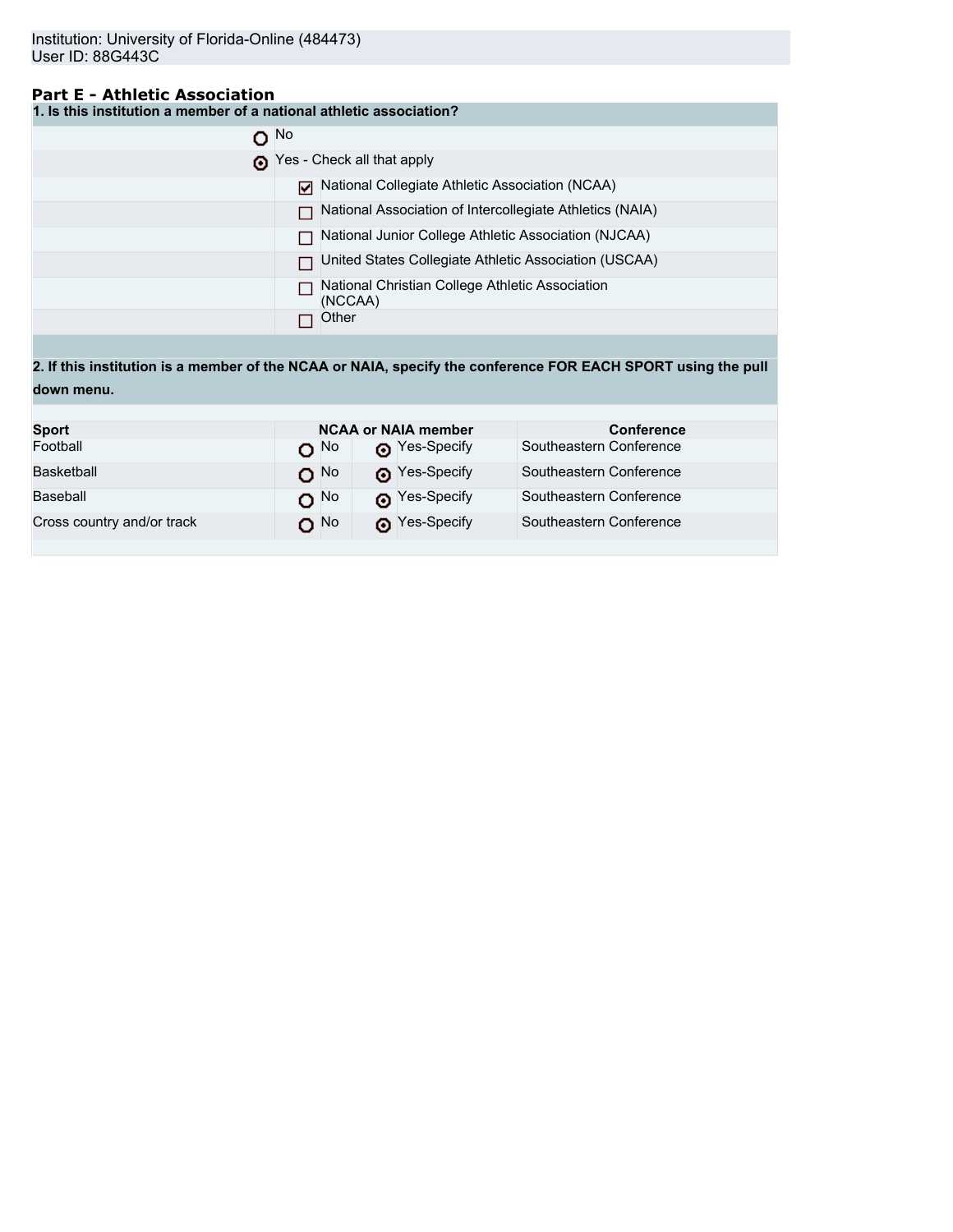Institution: University of Florida-Online (484473)
User ID: 88G443C

## Part E - Athletic Association

**1. Is this institution a member of a national athletic association?**

- ○ No
- ⦿ Yes - Check all that apply
  - ☑ National Collegiate Athletic Association (NCAA)
  - ☐ National Association of Intercollegiate Athletics (NAIA)
  - ☐ National Junior College Athletic Association (NJCAA)
  - ☐ United States Collegiate Athletic Association (USCAA)
  - ☐ National Christian College Athletic Association (NCCAA)
  - ☐ Other

**2. If this institution is a member of the NCAA or NAIA, specify the conference FOR EACH SPORT using the pull down menu.**

| Sport | NCAA or NAIA member | | Conference |
|---|---|---|---|
| Football | ○ No | ⦿ Yes-Specify | Southeastern Conference |
| Basketball | ○ No | ⦿ Yes-Specify | Southeastern Conference |
| Baseball | ○ No | ⦿ Yes-Specify | Southeastern Conference |
| Cross country and/or track | ○ No | ⦿ Yes-Specify | Southeastern Conference |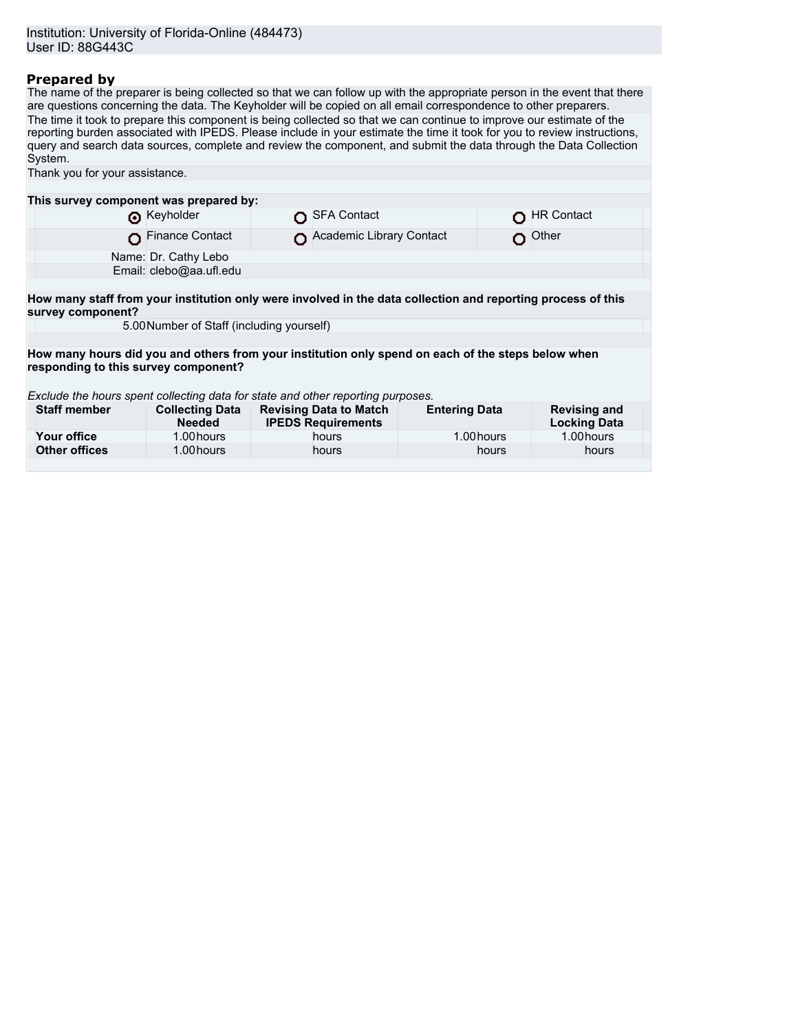Institution: University of Florida-Online (484473)
User ID: 88G443C

## Prepared by

The name of the preparer is being collected so that we can follow up with the appropriate person in the event that there are questions concerning the data. The Keyholder will be copied on all email correspondence to other preparers.

The time it took to prepare this component is being collected so that we can continue to improve our estimate of the reporting burden associated with IPEDS. Please include in your estimate the time it took for you to review instructions, query and search data sources, complete and review the component, and submit the data through the Data Collection System.

Thank you for your assistance.

**This survey component was prepared by:**

| | | |
|---|---|---|
| (•) Keyholder | ( ) SFA Contact | ( ) HR Contact |
| ( ) Finance Contact | ( ) Academic Library Contact | ( ) Other |

Name: Dr. Cathy Lebo
Email: clebo@aa.ufl.edu

**How many staff from your institution only were involved in the data collection and reporting process of this survey component?**

5.00 Number of Staff (including yourself)

**How many hours did you and others from your institution only spend on each of the steps below when responding to this survey component?**

*Exclude the hours spent collecting data for state and other reporting purposes.*

| Staff member | Collecting Data Needed | Revising Data to Match IPEDS Requirements | Entering Data | Revising and Locking Data |
|---|---|---|---|---|
| **Your office** | 1.00 hours | hours | 1.00 hours | 1.00 hours |
| **Other offices** | 1.00 hours | hours | hours | hours |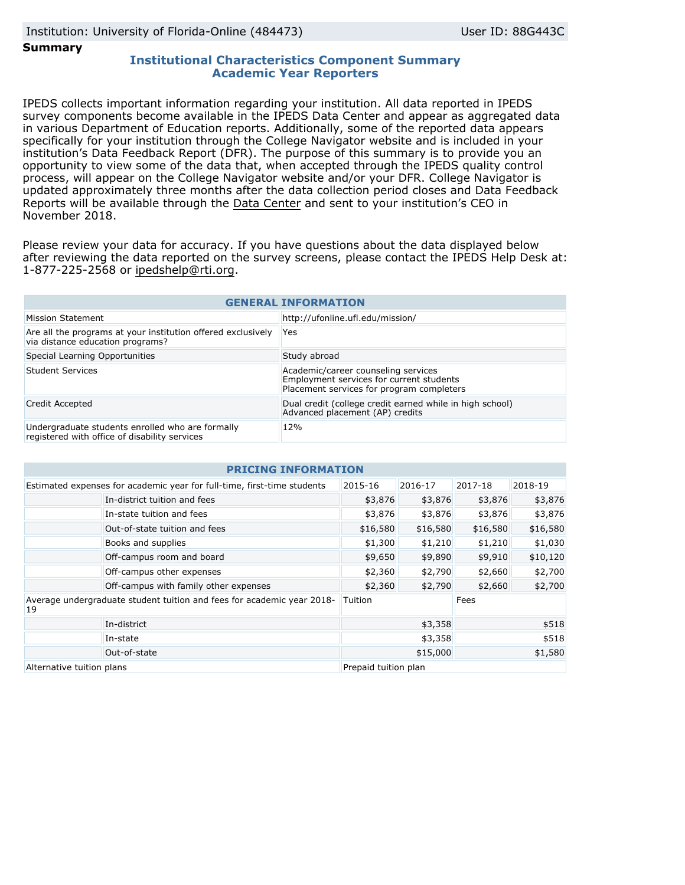Institution: University of Florida-Online (484473) User ID: 88G443C

**Summary**

## Institutional Characteristics Component Summary
## Academic Year Reporters

IPEDS collects important information regarding your institution. All data reported in IPEDS survey components become available in the IPEDS Data Center and appear as aggregated data in various Department of Education reports. Additionally, some of the reported data appears specifically for your institution through the College Navigator website and is included in your institution's Data Feedback Report (DFR). The purpose of this summary is to provide you an opportunity to view some of the data that, when accepted through the IPEDS quality control process, will appear on the College Navigator website and/or your DFR. College Navigator is updated approximately three months after the data collection period closes and Data Feedback Reports will be available through the Data Center and sent to your institution's CEO in November 2018.

Please review your data for accuracy. If you have questions about the data displayed below after reviewing the data reported on the survey screens, please contact the IPEDS Help Desk at: 1-877-225-2568 or ipedshelp@rti.org.

| GENERAL INFORMATION | |
|---|---|
| Mission Statement | http://ufonline.ufl.edu/mission/ |
| Are all the programs at your institution offered exclusively via distance education programs? | Yes |
| Special Learning Opportunities | Study abroad |
| Student Services | Academic/career counseling services<br>Employment services for current students<br>Placement services for program completers |
| Credit Accepted | Dual credit (college credit earned while in high school)<br>Advanced placement (AP) credits |
| Undergraduate students enrolled who are formally registered with office of disability services | 12% |

| PRICING INFORMATION | | | | | |
|---|---|---|---|---|---|
| Estimated expenses for academic year for full-time, first-time students | | 2015-16 | 2016-17 | 2017-18 | 2018-19 |
| | In-district tuition and fees | $3,876 | $3,876 | $3,876 | $3,876 |
| | In-state tuition and fees | $3,876 | $3,876 | $3,876 | $3,876 |
| | Out-of-state tuition and fees | $16,580 | $16,580 | $16,580 | $16,580 |
| | Books and supplies | $1,300 | $1,210 | $1,210 | $1,030 |
| | Off-campus room and board | $9,650 | $9,890 | $9,910 | $10,120 |
| | Off-campus other expenses | $2,360 | $2,790 | $2,660 | $2,700 |
| | Off-campus with family other expenses | $2,360 | $2,790 | $2,660 | $2,700 |
| Average undergraduate student tuition and fees for academic year 2018-19 | | Tuition | | Fees | |
| | In-district | | $3,358 | | $518 |
| | In-state | | $3,358 | | $518 |
| | Out-of-state | | $15,000 | | $1,580 |
| Alternative tuition plans | | Prepaid tuition plan | | | |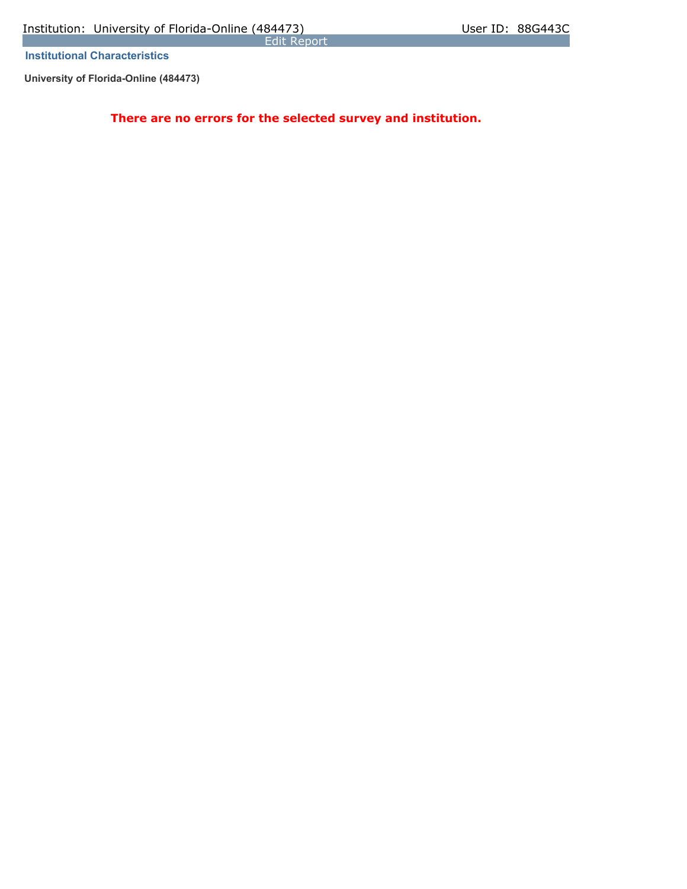## Institutional Characteristics

**University of Florida-Online (484473)**

**There are no errors for the selected survey and institution.**